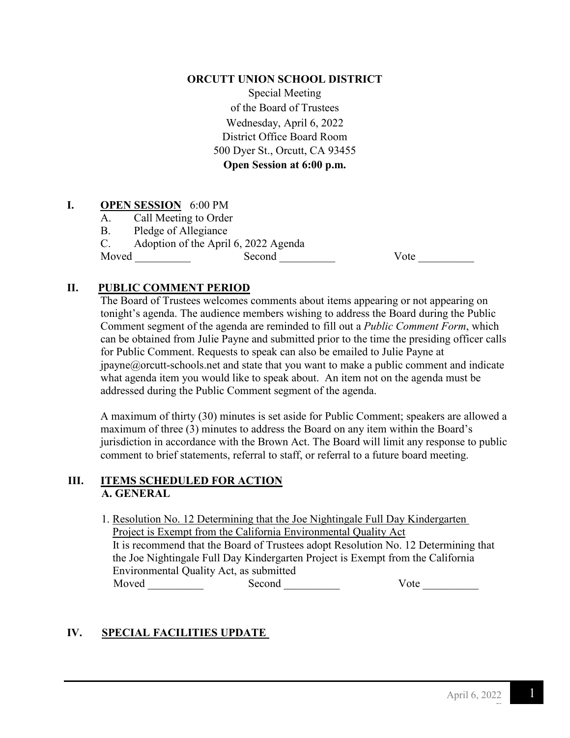**ORCUTT UNION SCHOOL DISTRICT**

Special Meeting
of the Board of Trustees
Wednesday, April 6, 2022
District Office Board Room
500 Dyer St., Orcutt, CA 93455
**Open Session at 6:00 p.m.**

## I. OPEN SESSION 6:00 PM

A. Call Meeting to Order
B. Pledge of Allegiance
C. Adoption of the April 6, 2022 Agenda

Moved __________ Second __________ Vote __________

## II. PUBLIC COMMENT PERIOD

The Board of Trustees welcomes comments about items appearing or not appearing on tonight's agenda. The audience members wishing to address the Board during the Public Comment segment of the agenda are reminded to fill out a *Public Comment Form*, which can be obtained from Julie Payne and submitted prior to the time the presiding officer calls for Public Comment. Requests to speak can also be emailed to Julie Payne at jpayne@orcutt-schools.net and state that you want to make a public comment and indicate what agenda item you would like to speak about. An item not on the agenda must be addressed during the Public Comment segment of the agenda.

A maximum of thirty (30) minutes is set aside for Public Comment; speakers are allowed a maximum of three (3) minutes to address the Board on any item within the Board's jurisdiction in accordance with the Brown Act. The Board will limit any response to public comment to brief statements, referral to staff, or referral to a future board meeting.

## III. ITEMS SCHEDULED FOR ACTION

### A. GENERAL

1. Resolution No. 12 Determining that the Joe Nightingale Full Day Kindergarten Project is Exempt from the California Environmental Quality Act
   It is recommend that the Board of Trustees adopt Resolution No. 12 Determining that the Joe Nightingale Full Day Kindergarten Project is Exempt from the California Environmental Quality Act, as submitted

   Moved __________ Second __________ Vote __________

## IV. SPECIAL FACILITIES UPDATE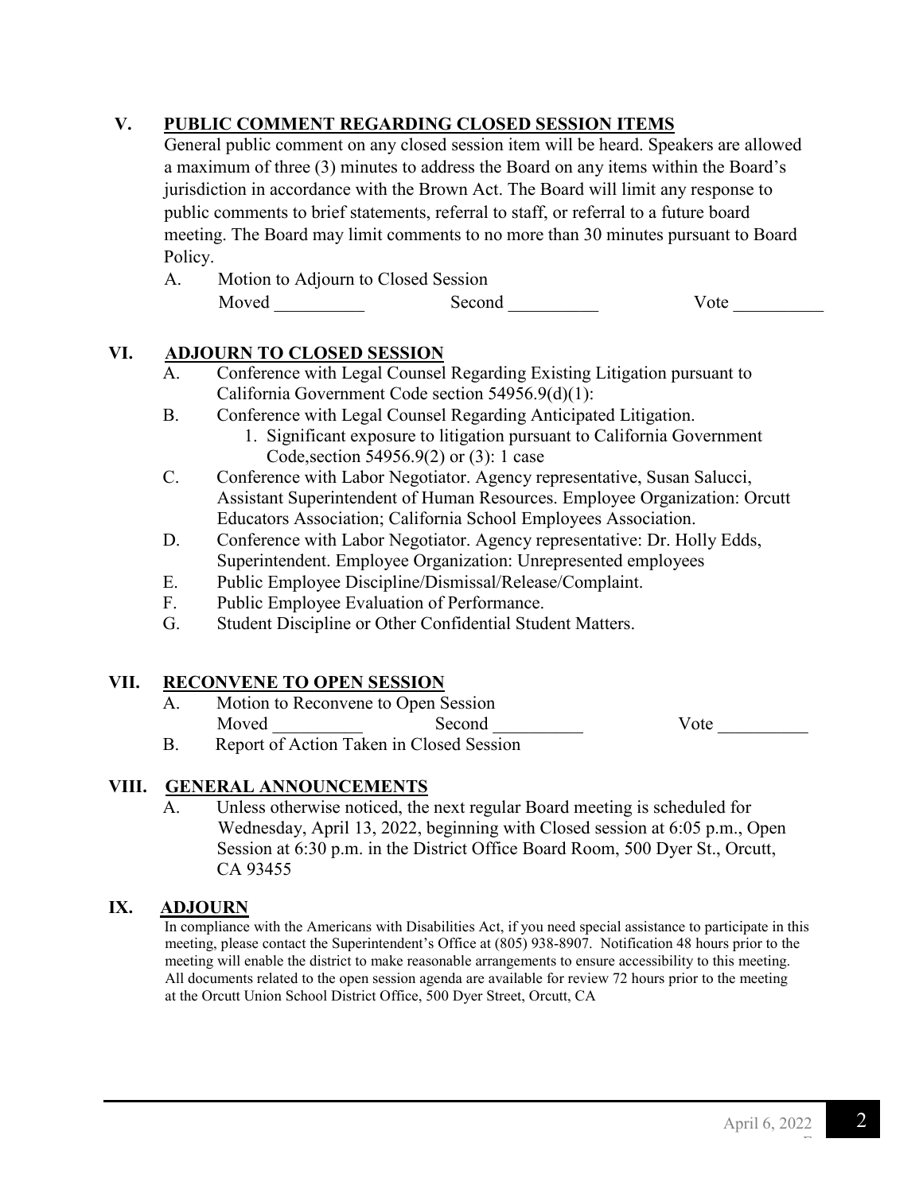## V. PUBLIC COMMENT REGARDING CLOSED SESSION ITEMS

General public comment on any closed session item will be heard. Speakers are allowed a maximum of three (3) minutes to address the Board on any items within the Board's jurisdiction in accordance with the Brown Act. The Board will limit any response to public comments to brief statements, referral to staff, or referral to a future board meeting. The Board may limit comments to no more than 30 minutes pursuant to Board Policy.

A. Motion to Adjourn to Closed Session
Moved __________ Second __________ Vote __________

## VI. ADJOURN TO CLOSED SESSION

A. Conference with Legal Counsel Regarding Existing Litigation pursuant to California Government Code section 54956.9(d)(1):

B. Conference with Legal Counsel Regarding Anticipated Litigation.
   1. Significant exposure to litigation pursuant to California Government Code,section 54956.9(2) or (3): 1 case

C. Conference with Labor Negotiator. Agency representative, Susan Salucci, Assistant Superintendent of Human Resources. Employee Organization: Orcutt Educators Association; California School Employees Association.

D. Conference with Labor Negotiator. Agency representative: Dr. Holly Edds, Superintendent. Employee Organization: Unrepresented employees

E. Public Employee Discipline/Dismissal/Release/Complaint.

F. Public Employee Evaluation of Performance.

G. Student Discipline or Other Confidential Student Matters.

## VII. RECONVENE TO OPEN SESSION

A. Motion to Reconvene to Open Session
Moved __________ Second __________ Vote __________

B. Report of Action Taken in Closed Session

## VIII. GENERAL ANNOUNCEMENTS

A. Unless otherwise noticed, the next regular Board meeting is scheduled for Wednesday, April 13, 2022, beginning with Closed session at 6:05 p.m., Open Session at 6:30 p.m. in the District Office Board Room, 500 Dyer St., Orcutt, CA 93455

## IX. ADJOURN

In compliance with the Americans with Disabilities Act, if you need special assistance to participate in this meeting, please contact the Superintendent's Office at (805) 938-8907. Notification 48 hours prior to the meeting will enable the district to make reasonable arrangements to ensure accessibility to this meeting. All documents related to the open session agenda are available for review 72 hours prior to the meeting at the Orcutt Union School District Office, 500 Dyer Street, Orcutt, CA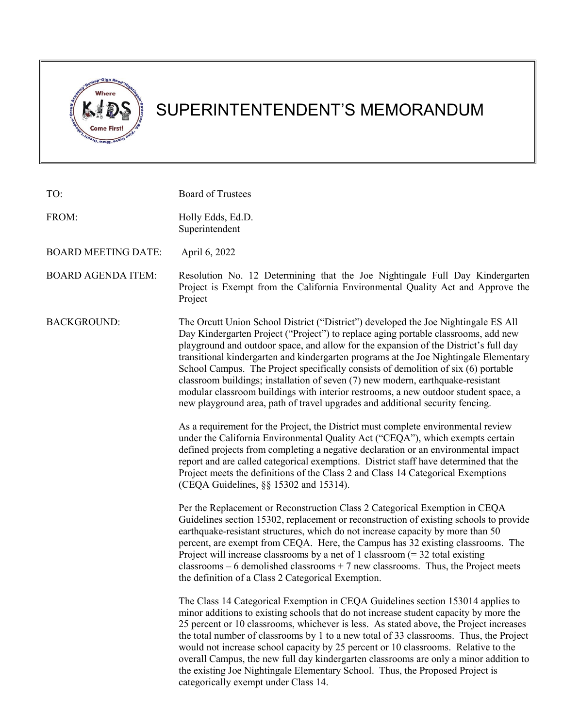# SUPERINTENDENT'S MEMORANDUM

| | |
|---|---|
| TO: | Board of Trustees |
| FROM: | Holly Edds, Ed.D.<br>Superintendent |
| BOARD MEETING DATE: | April 6, 2022 |
| BOARD AGENDA ITEM: | Resolution No. 12 Determining that the Joe Nightingale Full Day Kindergarten Project is Exempt from the California Environmental Quality Act and Approve the Project |

**BACKGROUND:**

The Orcutt Union School District ("District") developed the Joe Nightingale ES All Day Kindergarten Project ("Project") to replace aging portable classrooms, add new playground and outdoor space, and allow for the expansion of the District's full day transitional kindergarten and kindergarten programs at the Joe Nightingale Elementary School Campus. The Project specifically consists of demolition of six (6) portable classroom buildings; installation of seven (7) new modern, earthquake-resistant modular classroom buildings with interior restrooms, a new outdoor student space, a new playground area, path of travel upgrades and additional security fencing.

As a requirement for the Project, the District must complete environmental review under the California Environmental Quality Act ("CEQA"), which exempts certain defined projects from completing a negative declaration or an environmental impact report and are called categorical exemptions. District staff have determined that the Project meets the definitions of the Class 2 and Class 14 Categorical Exemptions (CEQA Guidelines, §§ 15302 and 15314).

Per the Replacement or Reconstruction Class 2 Categorical Exemption in CEQA Guidelines section 15302, replacement or reconstruction of existing schools to provide earthquake-resistant structures, which do not increase capacity by more than 50 percent, are exempt from CEQA. Here, the Campus has 32 existing classrooms. The Project will increase classrooms by a net of 1 classroom (= 32 total existing classrooms – 6 demolished classrooms + 7 new classrooms. Thus, the Project meets the definition of a Class 2 Categorical Exemption.

The Class 14 Categorical Exemption in CEQA Guidelines section 153014 applies to minor additions to existing schools that do not increase student capacity by more the 25 percent or 10 classrooms, whichever is less. As stated above, the Project increases the total number of classrooms by 1 to a new total of 33 classrooms. Thus, the Project would not increase school capacity by 25 percent or 10 classrooms. Relative to the overall Campus, the new full day kindergarten classrooms are only a minor addition to the existing Joe Nightingale Elementary School. Thus, the Proposed Project is categorically exempt under Class 14.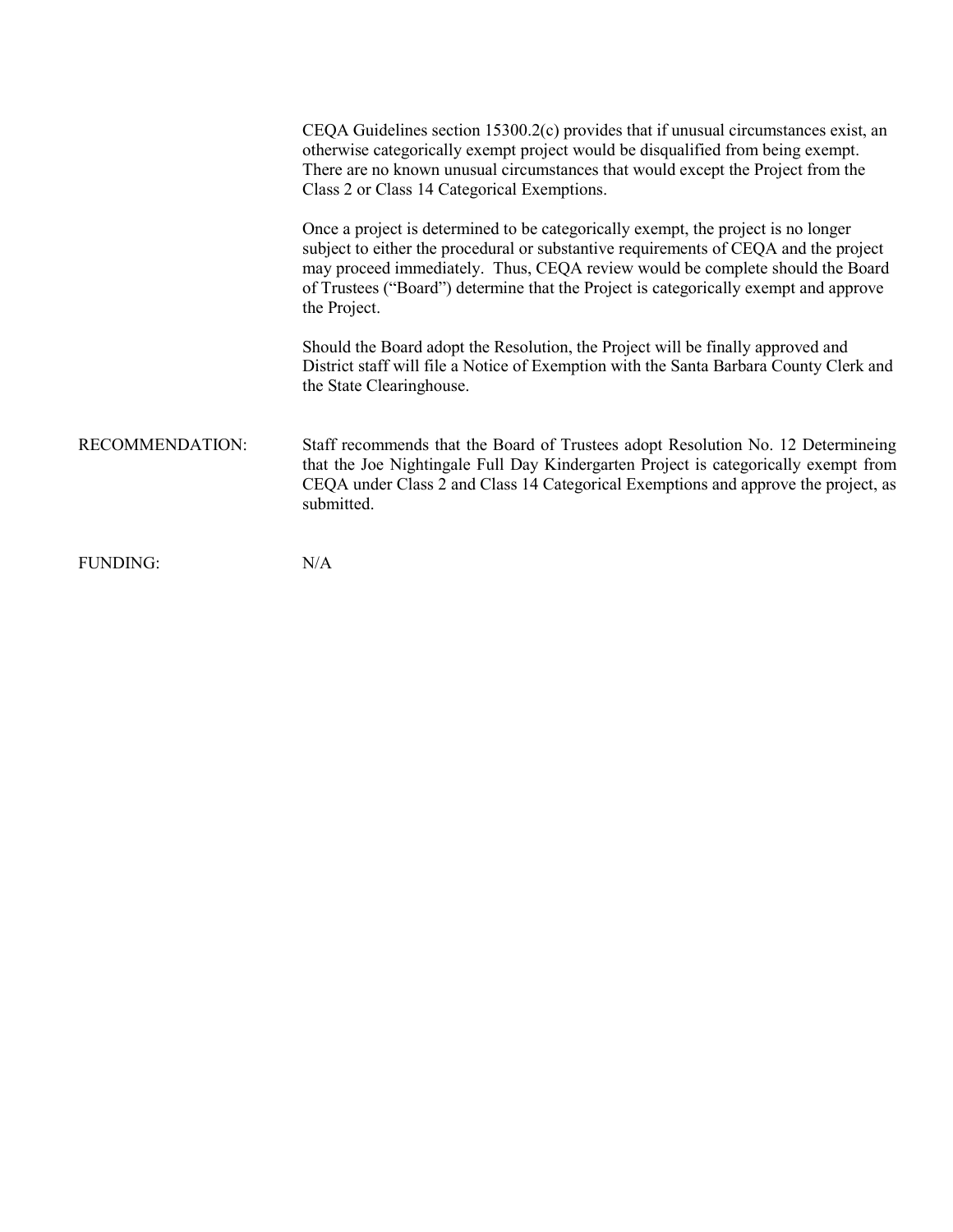CEQA Guidelines section 15300.2(c) provides that if unusual circumstances exist, an otherwise categorically exempt project would be disqualified from being exempt. There are no known unusual circumstances that would except the Project from the Class 2 or Class 14 Categorical Exemptions.

Once a project is determined to be categorically exempt, the project is no longer subject to either the procedural or substantive requirements of CEQA and the project may proceed immediately. Thus, CEQA review would be complete should the Board of Trustees ("Board") determine that the Project is categorically exempt and approve the Project.

Should the Board adopt the Resolution, the Project will be finally approved and District staff will file a Notice of Exemption with the Santa Barbara County Clerk and the State Clearinghouse.

RECOMMENDATION: Staff recommends that the Board of Trustees adopt Resolution No. 12 Determineing that the Joe Nightingale Full Day Kindergarten Project is categorically exempt from CEQA under Class 2 and Class 14 Categorical Exemptions and approve the project, as submitted.

FUNDING: N/A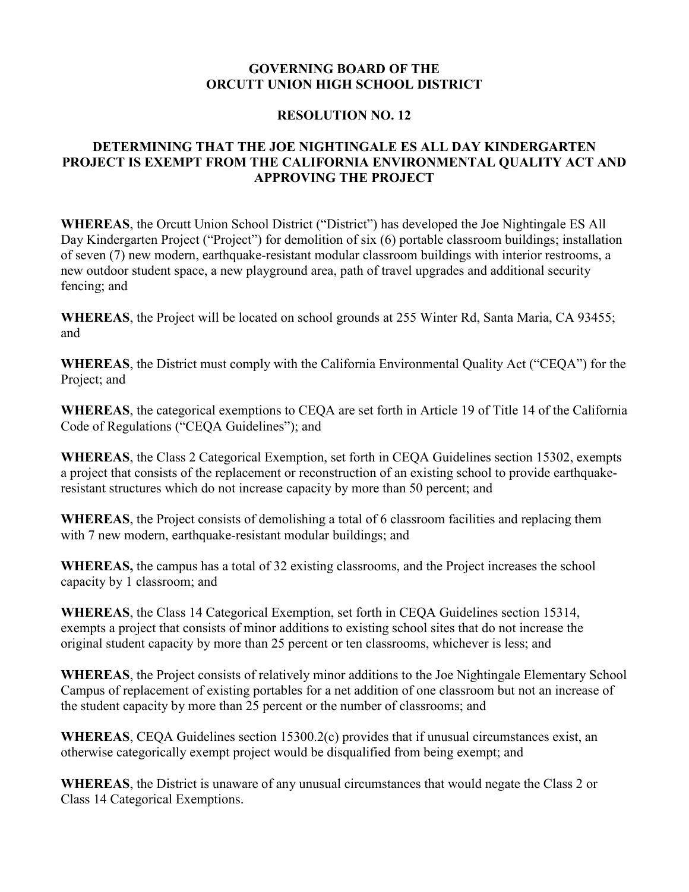**GOVERNING BOARD OF THE ORCUTT UNION HIGH SCHOOL DISTRICT**

**RESOLUTION NO. 12**

**DETERMINING THAT THE JOE NIGHTINGALE ES ALL DAY KINDERGARTEN PROJECT IS EXEMPT FROM THE CALIFORNIA ENVIRONMENTAL QUALITY ACT AND APPROVING THE PROJECT**

**WHEREAS**, the Orcutt Union School District ("District") has developed the Joe Nightingale ES All Day Kindergarten Project ("Project") for demolition of six (6) portable classroom buildings; installation of seven (7) new modern, earthquake-resistant modular classroom buildings with interior restrooms, a new outdoor student space, a new playground area, path of travel upgrades and additional security fencing; and

**WHEREAS**, the Project will be located on school grounds at 255 Winter Rd, Santa Maria, CA 93455; and

**WHEREAS**, the District must comply with the California Environmental Quality Act ("CEQA") for the Project; and

**WHEREAS**, the categorical exemptions to CEQA are set forth in Article 19 of Title 14 of the California Code of Regulations ("CEQA Guidelines"); and

**WHEREAS**, the Class 2 Categorical Exemption, set forth in CEQA Guidelines section 15302, exempts a project that consists of the replacement or reconstruction of an existing school to provide earthquake-resistant structures which do not increase capacity by more than 50 percent; and

**WHEREAS**, the Project consists of demolishing a total of 6 classroom facilities and replacing them with 7 new modern, earthquake-resistant modular buildings; and

**WHEREAS,** the campus has a total of 32 existing classrooms, and the Project increases the school capacity by 1 classroom; and

**WHEREAS**, the Class 14 Categorical Exemption, set forth in CEQA Guidelines section 15314, exempts a project that consists of minor additions to existing school sites that do not increase the original student capacity by more than 25 percent or ten classrooms, whichever is less; and

**WHEREAS**, the Project consists of relatively minor additions to the Joe Nightingale Elementary School Campus of replacement of existing portables for a net addition of one classroom but not an increase of the student capacity by more than 25 percent or the number of classrooms; and

**WHEREAS**, CEQA Guidelines section 15300.2(c) provides that if unusual circumstances exist, an otherwise categorically exempt project would be disqualified from being exempt; and

**WHEREAS**, the District is unaware of any unusual circumstances that would negate the Class 2 or Class 14 Categorical Exemptions.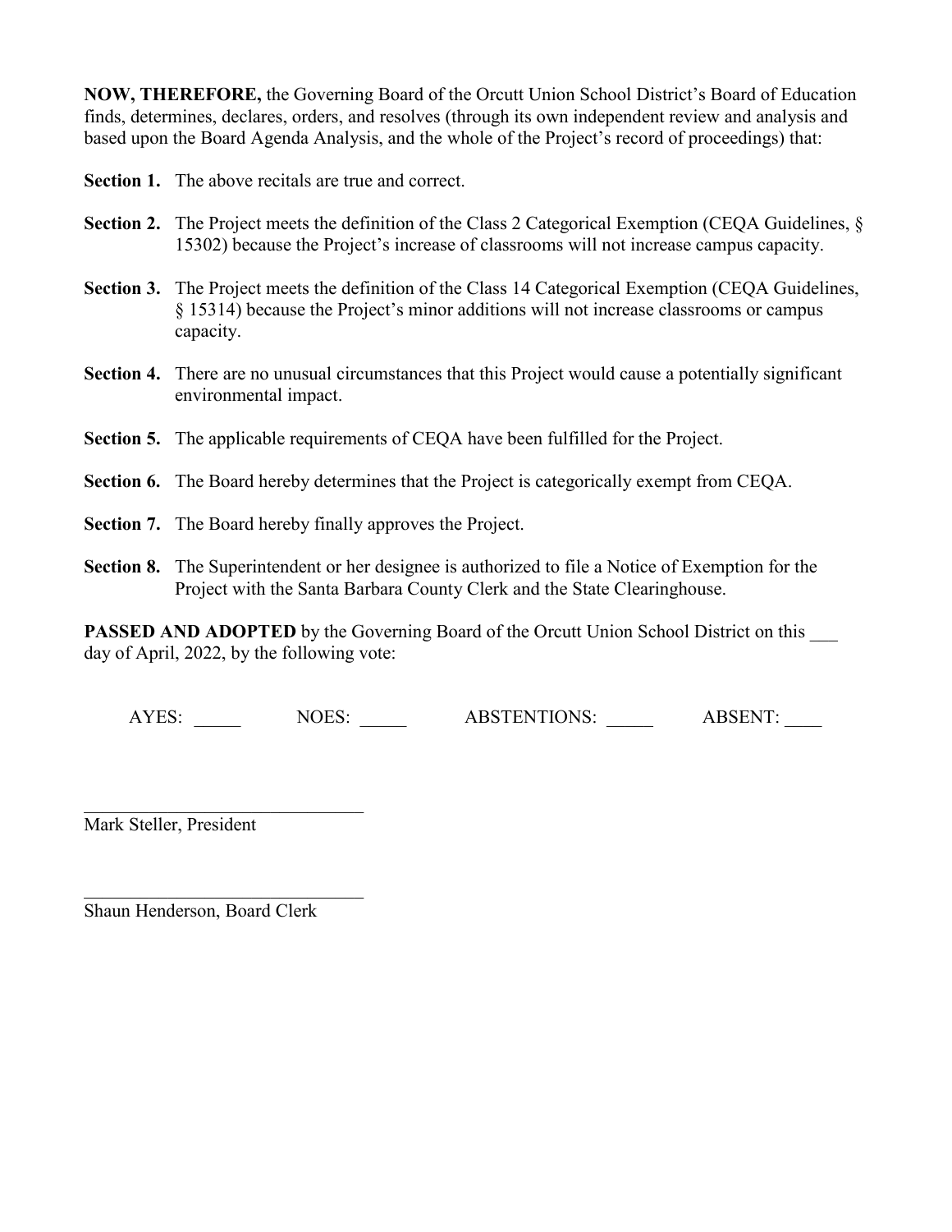**NOW, THEREFORE,** the Governing Board of the Orcutt Union School District's Board of Education finds, determines, declares, orders, and resolves (through its own independent review and analysis and based upon the Board Agenda Analysis, and the whole of the Project's record of proceedings) that:

**Section 1.** The above recitals are true and correct.

**Section 2.** The Project meets the definition of the Class 2 Categorical Exemption (CEQA Guidelines, § 15302) because the Project's increase of classrooms will not increase campus capacity.

**Section 3.** The Project meets the definition of the Class 14 Categorical Exemption (CEQA Guidelines, § 15314) because the Project's minor additions will not increase classrooms or campus capacity.

**Section 4.** There are no unusual circumstances that this Project would cause a potentially significant environmental impact.

**Section 5.** The applicable requirements of CEQA have been fulfilled for the Project.

**Section 6.** The Board hereby determines that the Project is categorically exempt from CEQA.

**Section 7.** The Board hereby finally approves the Project.

**Section 8.** The Superintendent or her designee is authorized to file a Notice of Exemption for the Project with the Santa Barbara County Clerk and the State Clearinghouse.

**PASSED AND ADOPTED** by the Governing Board of the Orcutt Union School District on this ___ day of April, 2022, by the following vote:

AYES: _____ NOES: _____ ABSTENTIONS: _____ ABSENT: ____

______________________________
Mark Steller, President

______________________________
Shaun Henderson, Board Clerk